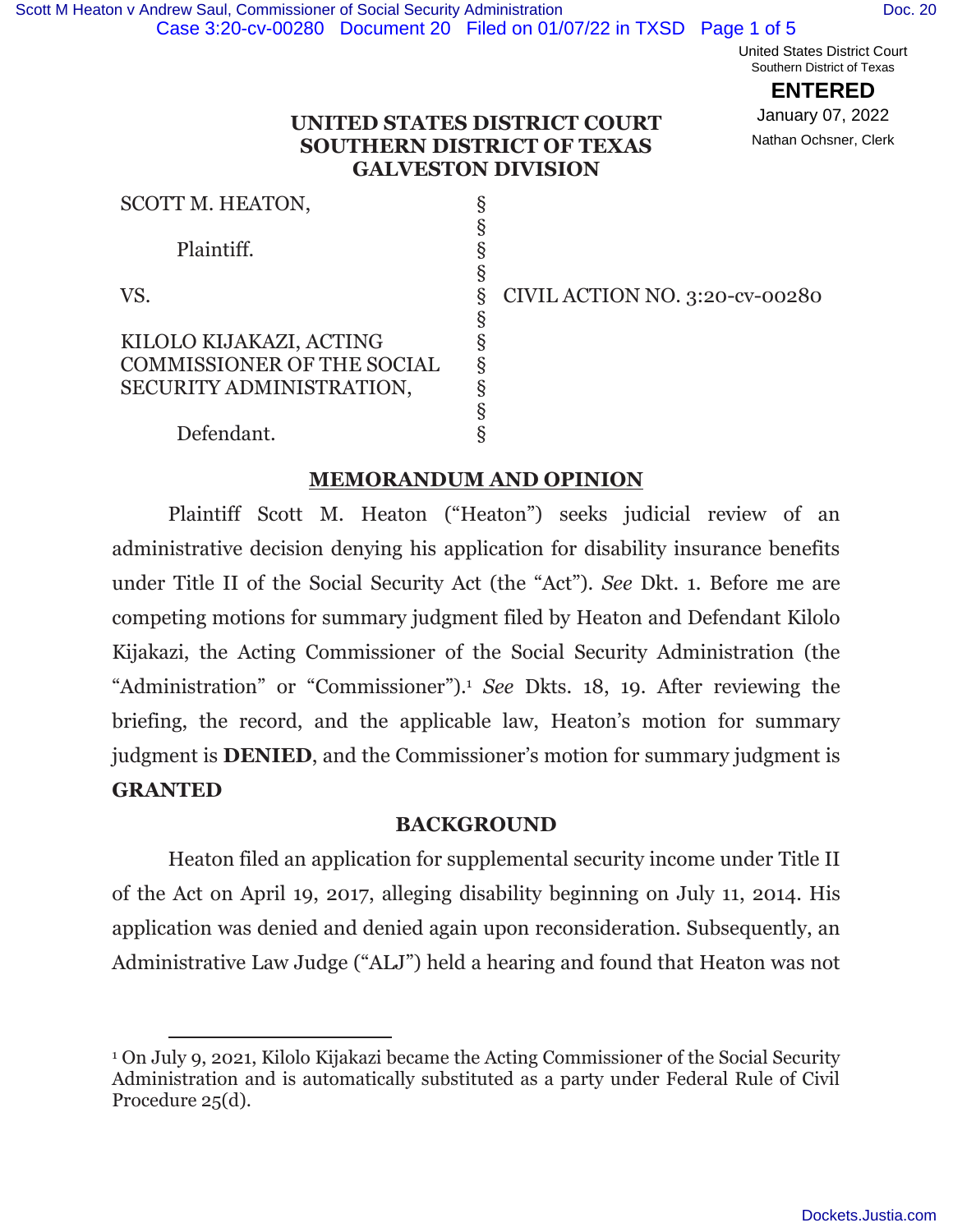United States District Court
Southern District of Texas

**ENTERED**

January 07, 2022

Nathan Ochsner, Clerk

# UNITED STATES DISTRICT COURT SOUTHERN DISTRICT OF TEXAS GALVESTON DIVISION

| | | |
|---|---|---|
| SCOTT M. HEATON, | § | |
| | § | |
| Plaintiff. | § | |
| | § | |
| VS. | § | CIVIL ACTION NO. 3:20-cv-00280 |
| | § | |
| KILOLO KIJAKAZI, ACTING COMMISSIONER OF THE SOCIAL SECURITY ADMINISTRATION, | § | |
| | § | |
| Defendant. | § | |

## MEMORANDUM AND OPINION

Plaintiff Scott M. Heaton ("Heaton") seeks judicial review of an administrative decision denying his application for disability insurance benefits under Title II of the Social Security Act (the "Act"). *See* Dkt. 1. Before me are competing motions for summary judgment filed by Heaton and Defendant Kilolo Kijakazi, the Acting Commissioner of the Social Security Administration (the "Administration" or "Commissioner").[1] *See* Dkts. 18, 19. After reviewing the briefing, the record, and the applicable law, Heaton's motion for summary judgment is **DENIED**, and the Commissioner's motion for summary judgment is **GRANTED**

## BACKGROUND

Heaton filed an application for supplemental security income under Title II of the Act on April 19, 2017, alleging disability beginning on July 11, 2014. His application was denied and denied again upon reconsideration. Subsequently, an Administrative Law Judge ("ALJ") held a hearing and found that Heaton was not

---

[1] On July 9, 2021, Kilolo Kijakazi became the Acting Commissioner of the Social Security Administration and is automatically substituted as a party under Federal Rule of Civil Procedure 25(d).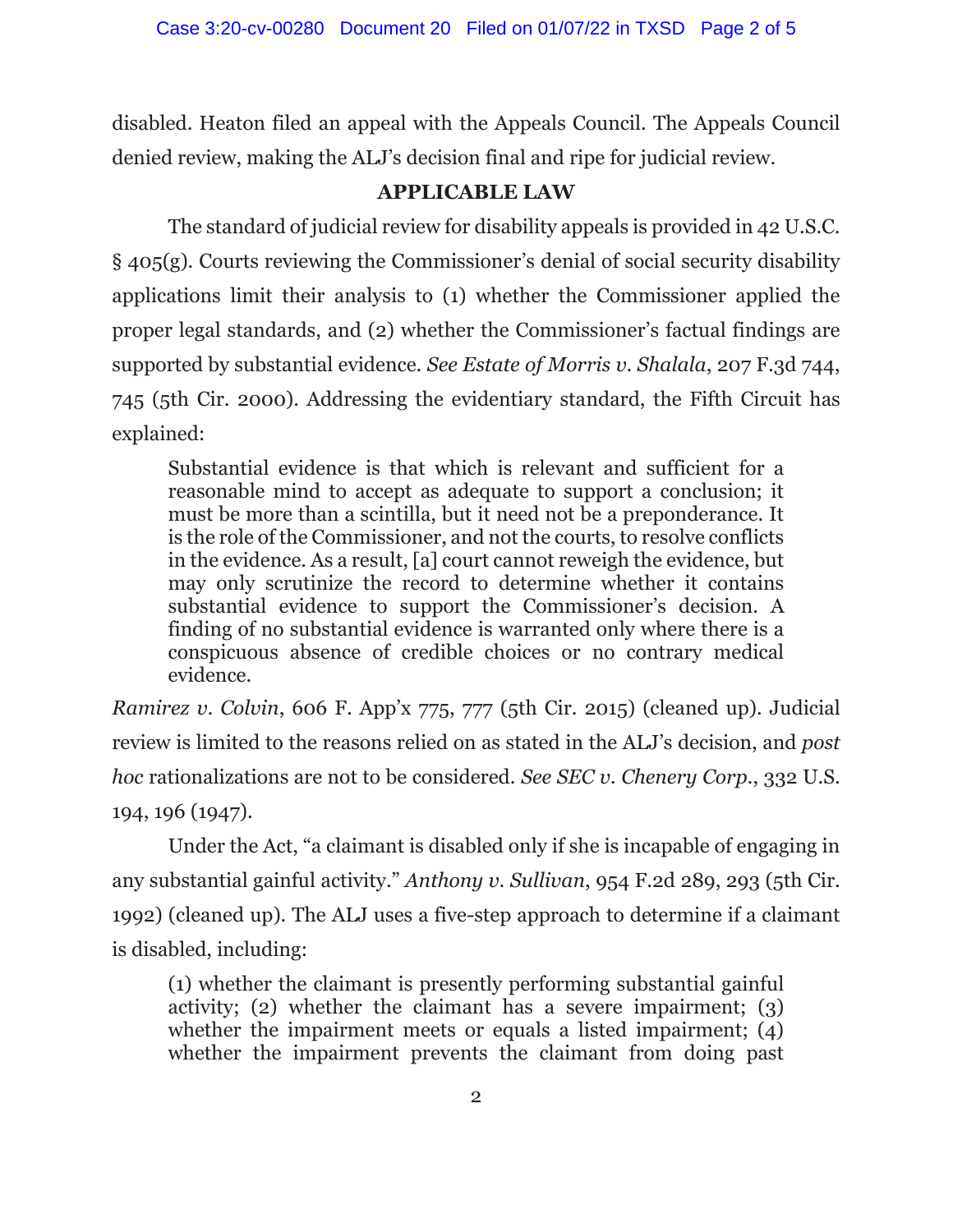disabled. Heaton filed an appeal with the Appeals Council. The Appeals Council denied review, making the ALJ's decision final and ripe for judicial review.

## APPLICABLE LAW

The standard of judicial review for disability appeals is provided in 42 U.S.C. § 405(g). Courts reviewing the Commissioner's denial of social security disability applications limit their analysis to (1) whether the Commissioner applied the proper legal standards, and (2) whether the Commissioner's factual findings are supported by substantial evidence. *See Estate of Morris v. Shalala*, 207 F.3d 744, 745 (5th Cir. 2000). Addressing the evidentiary standard, the Fifth Circuit has explained:

> Substantial evidence is that which is relevant and sufficient for a reasonable mind to accept as adequate to support a conclusion; it must be more than a scintilla, but it need not be a preponderance. It is the role of the Commissioner, and not the courts, to resolve conflicts in the evidence. As a result, [a] court cannot reweigh the evidence, but may only scrutinize the record to determine whether it contains substantial evidence to support the Commissioner's decision. A finding of no substantial evidence is warranted only where there is a conspicuous absence of credible choices or no contrary medical evidence.

*Ramirez v. Colvin*, 606 F. App'x 775, 777 (5th Cir. 2015) (cleaned up). Judicial review is limited to the reasons relied on as stated in the ALJ's decision, and *post hoc* rationalizations are not to be considered. *See SEC v. Chenery Corp.*, 332 U.S. 194, 196 (1947).

Under the Act, "a claimant is disabled only if she is incapable of engaging in any substantial gainful activity." *Anthony v. Sullivan*, 954 F.2d 289, 293 (5th Cir. 1992) (cleaned up). The ALJ uses a five-step approach to determine if a claimant is disabled, including:

> (1) whether the claimant is presently performing substantial gainful activity; (2) whether the claimant has a severe impairment; (3) whether the impairment meets or equals a listed impairment; (4) whether the impairment prevents the claimant from doing past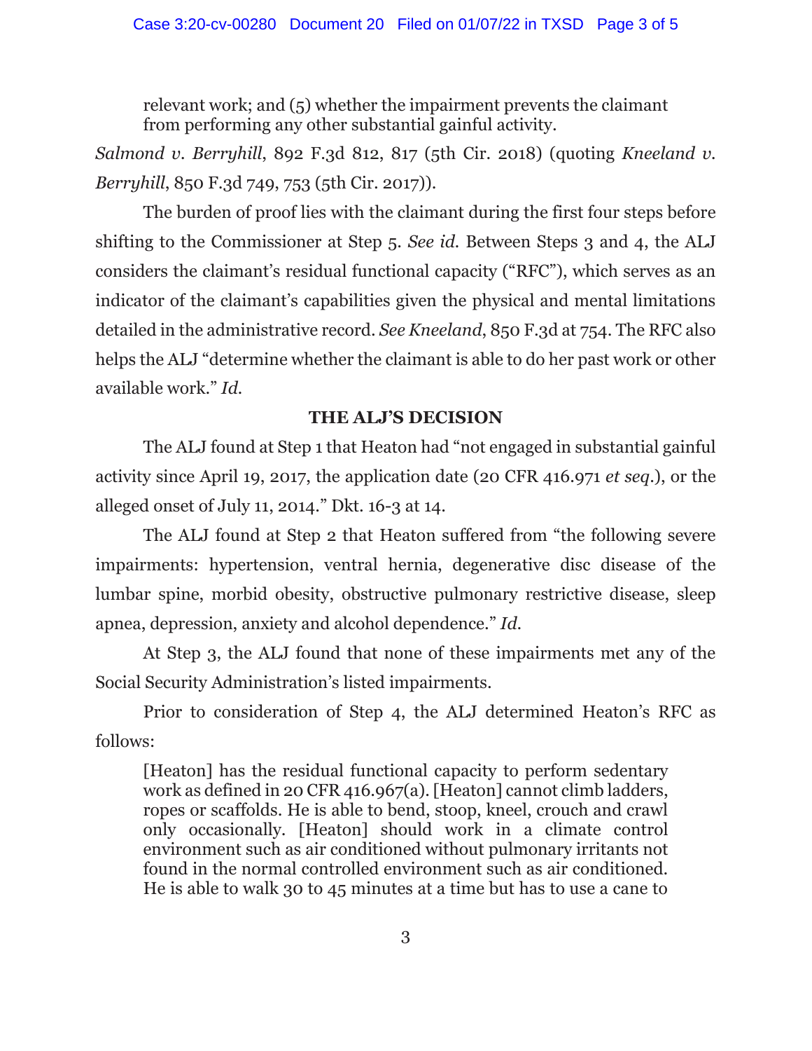> relevant work; and (5) whether the impairment prevents the claimant from performing any other substantial gainful activity.

*Salmond v. Berryhill*, 892 F.3d 812, 817 (5th Cir. 2018) (quoting *Kneeland v. Berryhill*, 850 F.3d 749, 753 (5th Cir. 2017)).

The burden of proof lies with the claimant during the first four steps before shifting to the Commissioner at Step 5. *See id.* Between Steps 3 and 4, the ALJ considers the claimant's residual functional capacity ("RFC"), which serves as an indicator of the claimant's capabilities given the physical and mental limitations detailed in the administrative record. *See Kneeland*, 850 F.3d at 754. The RFC also helps the ALJ "determine whether the claimant is able to do her past work or other available work." *Id.*

## THE ALJ'S DECISION

The ALJ found at Step 1 that Heaton had "not engaged in substantial gainful activity since April 19, 2017, the application date (20 CFR 416.971 *et seq.*), or the alleged onset of July 11, 2014." Dkt. 16-3 at 14.

The ALJ found at Step 2 that Heaton suffered from "the following severe impairments: hypertension, ventral hernia, degenerative disc disease of the lumbar spine, morbid obesity, obstructive pulmonary restrictive disease, sleep apnea, depression, anxiety and alcohol dependence." *Id.*

At Step 3, the ALJ found that none of these impairments met any of the Social Security Administration's listed impairments.

Prior to consideration of Step 4, the ALJ determined Heaton's RFC as follows:

> [Heaton] has the residual functional capacity to perform sedentary work as defined in 20 CFR 416.967(a). [Heaton] cannot climb ladders, ropes or scaffolds. He is able to bend, stoop, kneel, crouch and crawl only occasionally. [Heaton] should work in a climate control environment such as air conditioned without pulmonary irritants not found in the normal controlled environment such as air conditioned. He is able to walk 30 to 45 minutes at a time but has to use a cane to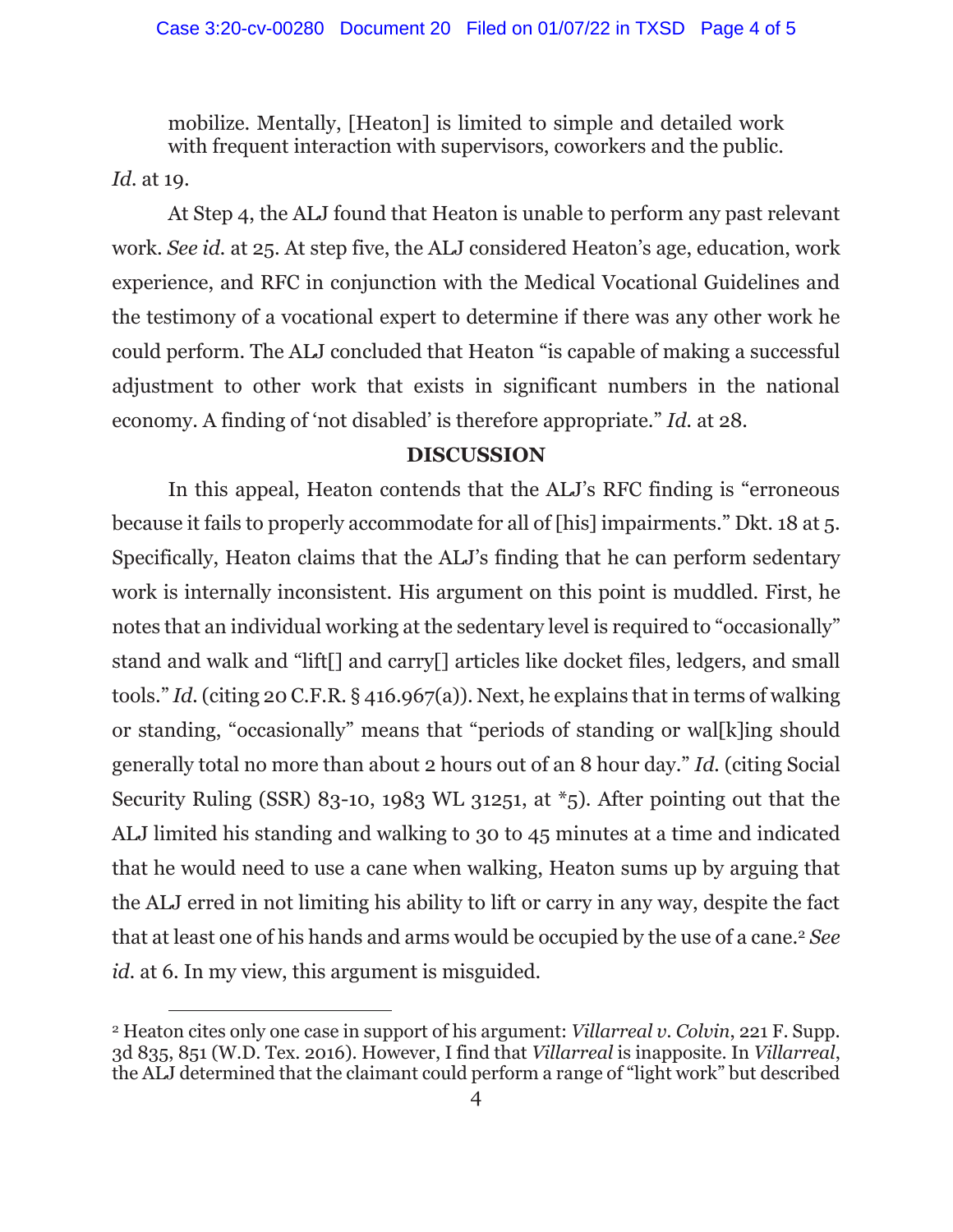mobilize. Mentally, [Heaton] is limited to simple and detailed work with frequent interaction with supervisors, coworkers and the public.

*Id.* at 19.

At Step 4, the ALJ found that Heaton is unable to perform any past relevant work. *See id.* at 25. At step five, the ALJ considered Heaton's age, education, work experience, and RFC in conjunction with the Medical Vocational Guidelines and the testimony of a vocational expert to determine if there was any other work he could perform. The ALJ concluded that Heaton "is capable of making a successful adjustment to other work that exists in significant numbers in the national economy. A finding of 'not disabled' is therefore appropriate." *Id.* at 28.

## DISCUSSION

In this appeal, Heaton contends that the ALJ's RFC finding is "erroneous because it fails to properly accommodate for all of [his] impairments." Dkt. 18 at 5. Specifically, Heaton claims that the ALJ's finding that he can perform sedentary work is internally inconsistent. His argument on this point is muddled. First, he notes that an individual working at the sedentary level is required to "occasionally" stand and walk and "lift[] and carry[] articles like docket files, ledgers, and small tools." *Id.* (citing 20 C.F.R. § 416.967(a)). Next, he explains that in terms of walking or standing, "occasionally" means that "periods of standing or wal[k]ing should generally total no more than about 2 hours out of an 8 hour day." *Id.* (citing Social Security Ruling (SSR) 83-10, 1983 WL 31251, at *5). After pointing out that the ALJ limited his standing and walking to 30 to 45 minutes at a time and indicated that he would need to use a cane when walking, Heaton sums up by arguing that the ALJ erred in not limiting his ability to lift or carry in any way, despite the fact that at least one of his hands and arms would be occupied by the use of a cane.[2] *See id.* at 6. In my view, this argument is misguided.

[2] Heaton cites only one case in support of his argument: *Villarreal v. Colvin*, 221 F. Supp. 3d 835, 851 (W.D. Tex. 2016). However, I find that *Villarreal* is inapposite. In *Villarreal*, the ALJ determined that the claimant could perform a range of "light work" but described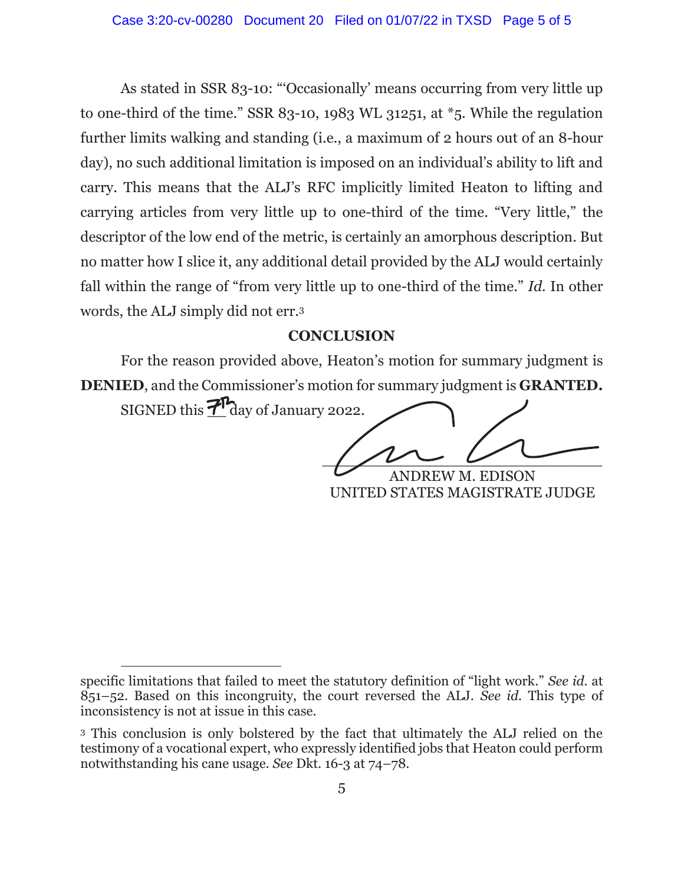As stated in SSR 83-10: "'Occasionally' means occurring from very little up to one-third of the time." SSR 83-10, 1983 WL 31251, at *5. While the regulation further limits walking and standing (i.e., a maximum of 2 hours out of an 8-hour day), no such additional limitation is imposed on an individual's ability to lift and carry. This means that the ALJ's RFC implicitly limited Heaton to lifting and carrying articles from very little up to one-third of the time. "Very little," the descriptor of the low end of the metric, is certainly an amorphous description. But no matter how I slice it, any additional detail provided by the ALJ would certainly fall within the range of "from very little up to one-third of the time." *Id.* In other words, the ALJ simply did not err.[3]

## CONCLUSION

For the reason provided above, Heaton's motion for summary judgment is **DENIED**, and the Commissioner's motion for summary judgment is **GRANTED.**

SIGNED this 7th day of January 2022.

ANDREW M. EDISON
UNITED STATES MAGISTRATE JUDGE

---

specific limitations that failed to meet the statutory definition of "light work." *See id.* at 851–52. Based on this incongruity, the court reversed the ALJ. *See id.* This type of inconsistency is not at issue in this case.

[3] This conclusion is only bolstered by the fact that ultimately the ALJ relied on the testimony of a vocational expert, who expressly identified jobs that Heaton could perform notwithstanding his cane usage. *See* Dkt. 16-3 at 74–78.